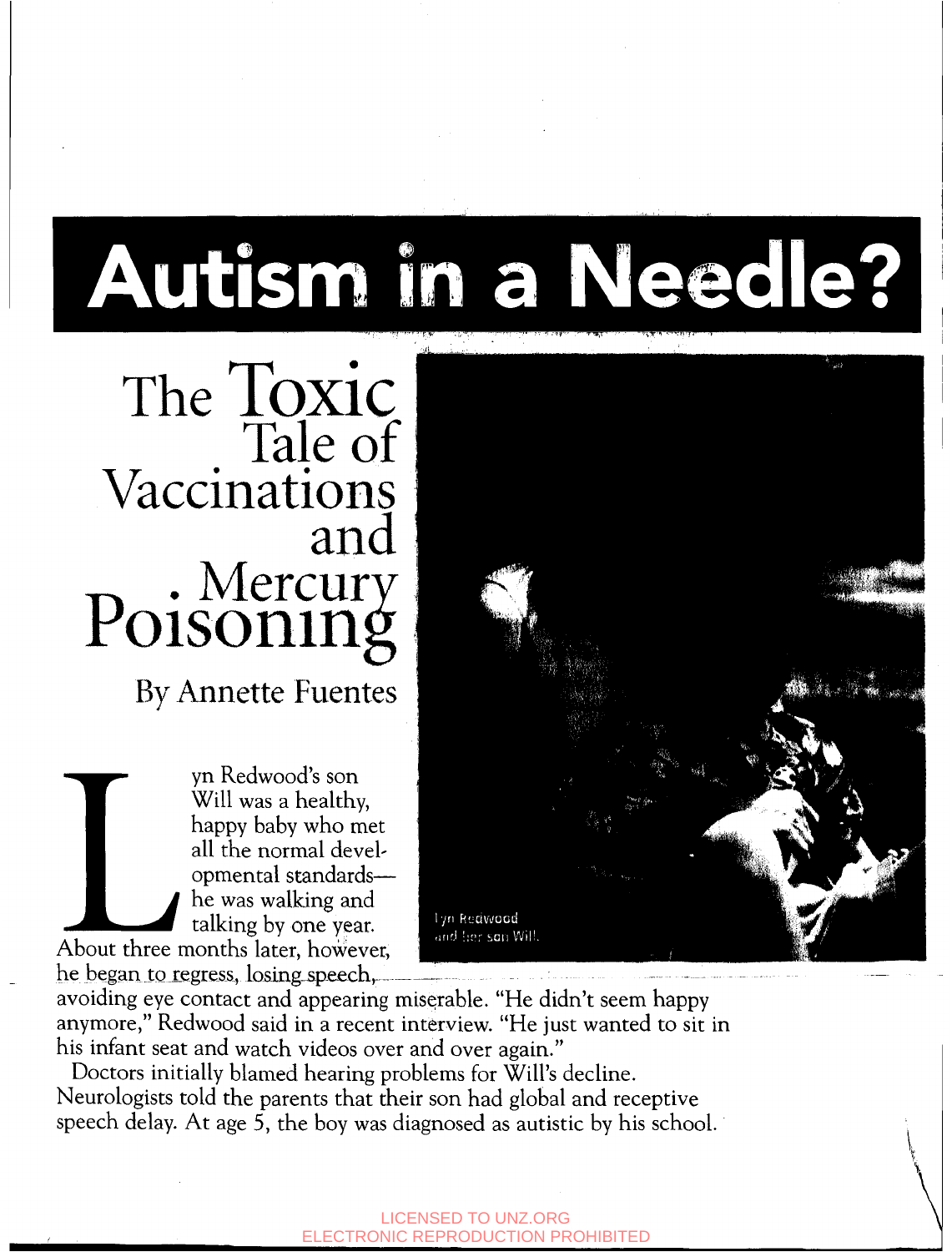# Autism in a Needle?

## The Toxic Tale of Vaccinations and Mercury Poisoning

By Annette Fuentes

Lyn Redwood's son Will was a healthy, happy baby who met all the normal developmental standards—he was walking and talking by one year. About three months later, however, he began to regress, losing speech, avoiding eye contact and appearing miserable. "He didn't seem happy anymore," Redwood said in a recent interview. "He just wanted to sit in his infant seat and watch videos over and over again."

Lyn Redwood and her son Will.

Doctors initially blamed hearing problems for Will's decline. Neurologists told the parents that their son had global and receptive speech delay. At age 5, the boy was diagnosed as autistic by his school.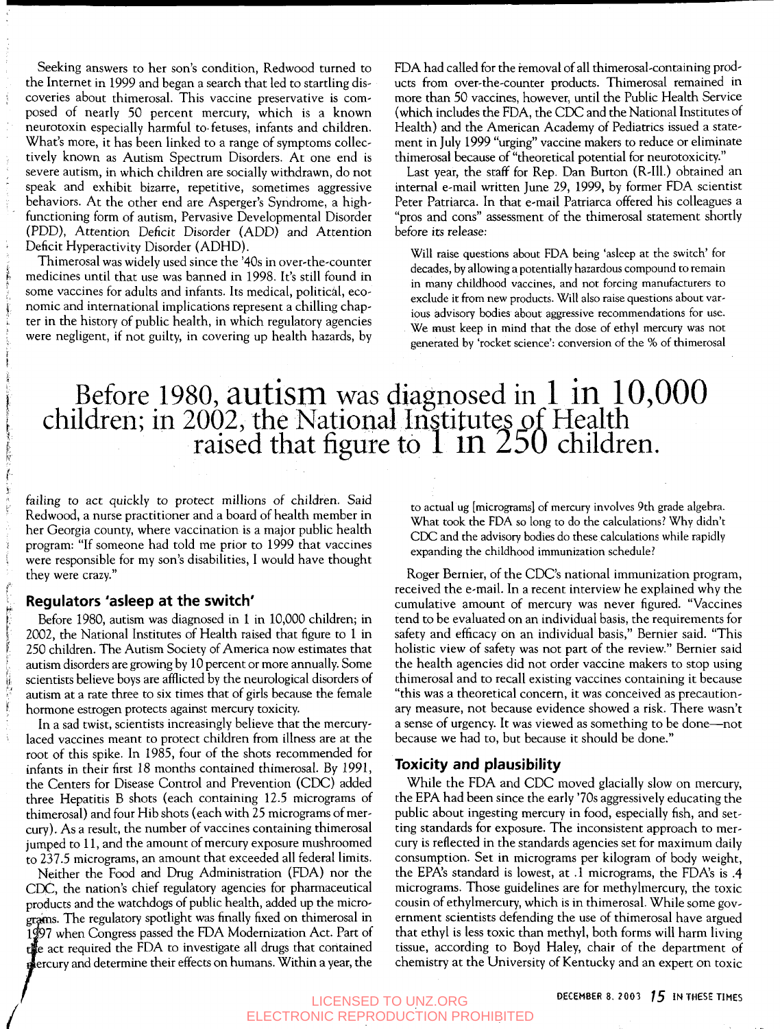Seeking answers to her son's condition, Redwood turned to the Internet in 1999 and began a search that led to startling discoveries about thimerosal. This vaccine preservative is composed of nearly 50 percent mercury, which is a known neurotoxin especially harmful to fetuses, infants and children. What's more, it has been linked to a range of symptoms collectively known as Autism Spectrum Disorders. At one end is severe autism, in which children are socially withdrawn, do not speak and exhibit bizarre, repetitive, sometimes aggressive behaviors. At the other end are Asperger's Syndrome, a high-functioning form of autism, Pervasive Developmental Disorder (PDD), Attention Deficit Disorder (ADD) and Attention Deficit Hyperactivity Disorder (ADHD).

Thimerosal was widely used since the '40s in over-the-counter medicines until that use was banned in 1998. It's still found in some vaccines for adults and infants. Its medical, political, economic and international implications represent a chilling chapter in the history of public health, in which regulatory agencies were negligent, if not guilty, in covering up health hazards, by failing to act quickly to protect millions of children. Said Redwood, a nurse practitioner and a board of health member in her Georgia county, where vaccination is a major public health program: "If someone had told me prior to 1999 that vaccines were responsible for my son's disabilities, I would have thought they were crazy."

## Regulators 'asleep at the switch'

Before 1980, autism was diagnosed in 1 in 10,000 children; in 2002, the National Institutes of Health raised that figure to 1 in 250 children. The Autism Society of America now estimates that autism disorders are growing by 10 percent or more annually. Some scientists believe boys are afflicted by the neurological disorders of autism at a rate three to six times that of girls because the female hormone estrogen protects against mercury toxicity.

In a sad twist, scientists increasingly believe that the mercury-laced vaccines meant to protect children from illness are at the root of this spike. In 1985, four of the shots recommended for infants in their first 18 months contained thimerosal. By 1991, the Centers for Disease Control and Prevention (CDC) added three Hepatitis B shots (each containing 12.5 micrograms of thimerosal) and four Hib shots (each with 25 micrograms of mercury). As a result, the number of vaccines containing thimerosal jumped to 11, and the amount of mercury exposure mushroomed to 237.5 micrograms, an amount that exceeded all federal limits.

Neither the Food and Drug Administration (FDA) nor the CDC, the nation's chief regulatory agencies for pharmaceutical products and the watchdogs of public health, added up the micrograms. The regulatory spotlight was finally fixed on thimerosal in 1997 when Congress passed the FDA Modernization Act. Part of the act required the FDA to investigate all drugs that contained mercury and determine their effects on humans. Within a year, the FDA had called for the removal of all thimerosal-containing products from over-the-counter products. Thimerosal remained in more than 50 vaccines, however, until the Public Health Service (which includes the FDA, the CDC and the National Institutes of Health) and the American Academy of Pediatrics issued a statement in July 1999 "urging" vaccine makers to reduce or eliminate thimerosal because of "theoretical potential for neurotoxicity."

Last year, the staff for Rep. Dan Burton (R-Ill.) obtained an internal e-mail written June 29, 1999, by former FDA scientist Peter Patriarca. In that e-mail Patriarca offered his colleagues a "pros and cons" assessment of the thimerosal statement shortly before its release:

> Will raise questions about FDA being 'asleep at the switch' for decades, by allowing a potentially hazardous compound to remain in many childhood vaccines, and not forcing manufacturers to exclude it from new products. Will also raise questions about various advisory bodies about aggressive recommendations for use. We must keep in mind that the dose of ethyl mercury was not generated by 'rocket science': conversion of the % of thimerosal to actual ug [micrograms] of mercury involves 9th grade algebra. What took the FDA so long to do the calculations? Why didn't CDC and the advisory bodies do these calculations while rapidly expanding the childhood immunization schedule?

Roger Bernier, of the CDC's national immunization program, received the e-mail. In a recent interview he explained why the cumulative amount of mercury was never figured. "Vaccines tend to be evaluated on an individual basis, the requirements for safety and efficacy on an individual basis," Bernier said. "This holistic view of safety was not part of the review." Bernier said the health agencies did not order vaccine makers to stop using thimerosal and to recall existing vaccines containing it because "this was a theoretical concern, it was conceived as precautionary measure, not because evidence showed a risk. There wasn't a sense of urgency. It was viewed as something to be done—not because we had to, but because it should be done."

> Before 1980, autism was diagnosed in 1 in 10,000 children; in 2002, the National Institutes of Health raised that figure to 1 in 250 children.

## Toxicity and plausibility

While the FDA and CDC moved glacially slow on mercury, the EPA had been since the early '70s aggressively educating the public about ingesting mercury in food, especially fish, and setting standards for exposure. The inconsistent approach to mercury is reflected in the standards agencies set for maximum daily consumption. Set in micrograms per kilogram of body weight, the EPA's standard is lowest, at .1 micrograms, the FDA's is .4 micrograms. Those guidelines are for methylmercury, the toxic cousin of ethylmercury, which is in thimerosal. While some government scientists defending the use of thimerosal have argued that ethyl is less toxic than methyl, both forms will harm living tissue, according to Boyd Haley, chair of the department of chemistry at the University of Kentucky and an expert on toxic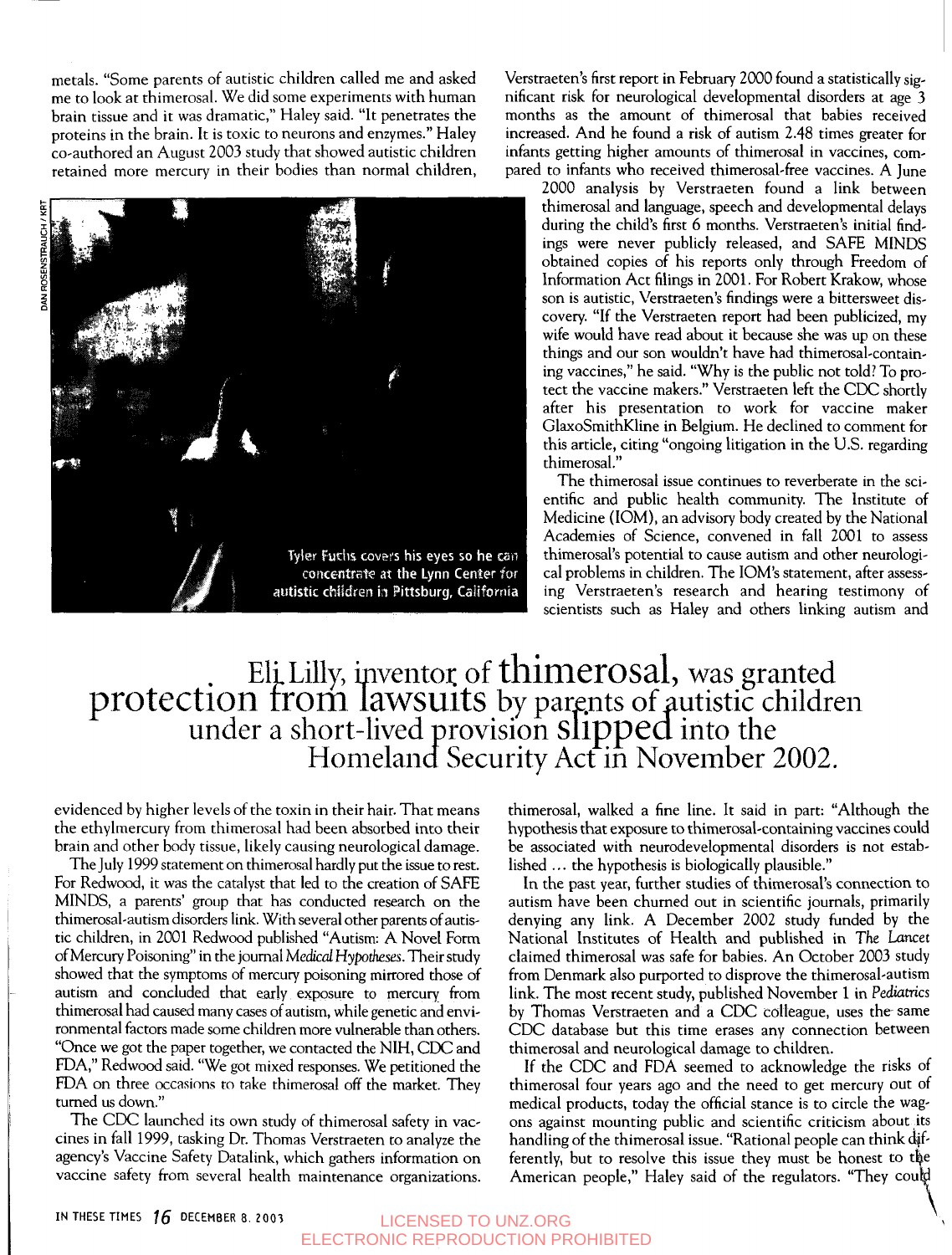metals. "Some parents of autistic children called me and asked me to look at thimerosal. We did some experiments with human brain tissue and it was dramatic," Haley said. "It penetrates the proteins in the brain. It is toxic to neurons and enzymes." Haley co-authored an August 2003 study that showed autistic children retained more mercury in their bodies than normal children, evidenced by higher levels of the toxin in their hair. That means the ethylmercury from thimerosal had been absorbed into their brain and other body tissue, likely causing neurological damage.

DAN ROSENSTRAUCH / KRT

Tyler Fuchs covers his eyes so he can concentrate at the Lynn Center for autistic children in Pittsburg, California

The July 1999 statement on thimerosal hardly put the issue to rest. For Redwood, it was the catalyst that led to the creation of SAFE MINDS, a parents' group that has conducted research on the thimerosal-autism disorders link. With several other parents of autistic children, in 2001 Redwood published "Autism: A Novel Form of Mercury Poisoning" in the journal *Medical Hypotheses*. Their study showed that the symptoms of mercury poisoning mirrored those of autism and concluded that early exposure to mercury from thimerosal had caused many cases of autism, while genetic and environmental factors made some children more vulnerable than others. "Once we got the paper together, we contacted the NIH, CDC and FDA," Redwood said. "We got mixed responses. We petitioned the FDA on three occasions to take thimerosal off the market. They turned us down."

The CDC launched its own study of thimerosal safety in vaccines in fall 1999, tasking Dr. Thomas Verstraeten to analyze the agency's Vaccine Safety Datalink, which gathers information on vaccine safety from several health maintenance organizations. Verstraeten's first report in February 2000 found a statistically significant risk for neurological developmental disorders at age 3 months as the amount of thimerosal that babies received increased. And he found a risk of autism 2.48 times greater for infants getting higher amounts of thimerosal in vaccines, compared to infants who received thimerosal-free vaccines. A June 2000 analysis by Verstraeten found a link between thimerosal and language, speech and developmental delays during the child's first 6 months. Verstraeten's initial findings were never publicly released, and SAFE MINDS obtained copies of his reports only through Freedom of Information Act filings in 2001. For Robert Krakow, whose son is autistic, Verstraeten's findings were a bittersweet discovery. "If the Verstraeten report had been publicized, my wife would have read about it because she was up on these things and our son wouldn't have had thimerosal-containing vaccines," he said. "Why is the public not told? To protect the vaccine makers." Verstraeten left the CDC shortly after his presentation to work for vaccine maker GlaxoSmithKline in Belgium. He declined to comment for this article, citing "ongoing litigation in the U.S. regarding thimerosal."

The thimerosal issue continues to reverberate in the scientific and public health community. The Institute of Medicine (IOM), an advisory body created by the National Academies of Science, convened in fall 2001 to assess thimerosal's potential to cause autism and other neurological problems in children. The IOM's statement, after assessing Verstraeten's research and hearing testimony of scientists such as Haley and others linking autism and thimerosal, walked a fine line. It said in part: "Although the hypothesis that exposure to thimerosal-containing vaccines could be associated with neurodevelopmental disorders is not established ... the hypothesis is biologically plausible."

> Eli Lilly, inventor of **thimerosal**, was granted **protection from lawsuits** by parents of autistic children under a short-lived provision **slipped** into the Homeland Security Act in November 2002.

In the past year, further studies of thimerosal's connection to autism have been churned out in scientific journals, primarily denying any link. A December 2002 study funded by the National Institutes of Health and published in *The Lancet* claimed thimerosal was safe for babies. An October 2003 study from Denmark also purported to disprove the thimerosal-autism link. The most recent study, published November 1 in *Pediatrics* by Thomas Verstraeten and a CDC colleague, uses the same CDC database but this time erases any connection between thimerosal and neurological damage to children.

If the CDC and FDA seemed to acknowledge the risks of thimerosal four years ago and the need to get mercury out of medical products, today the official stance is to circle the wagons against mounting public and scientific criticism about its handling of the thimerosal issue. "Rational people can think differently, but to resolve this issue they must be honest to the American people," Haley said of the regulators. "They could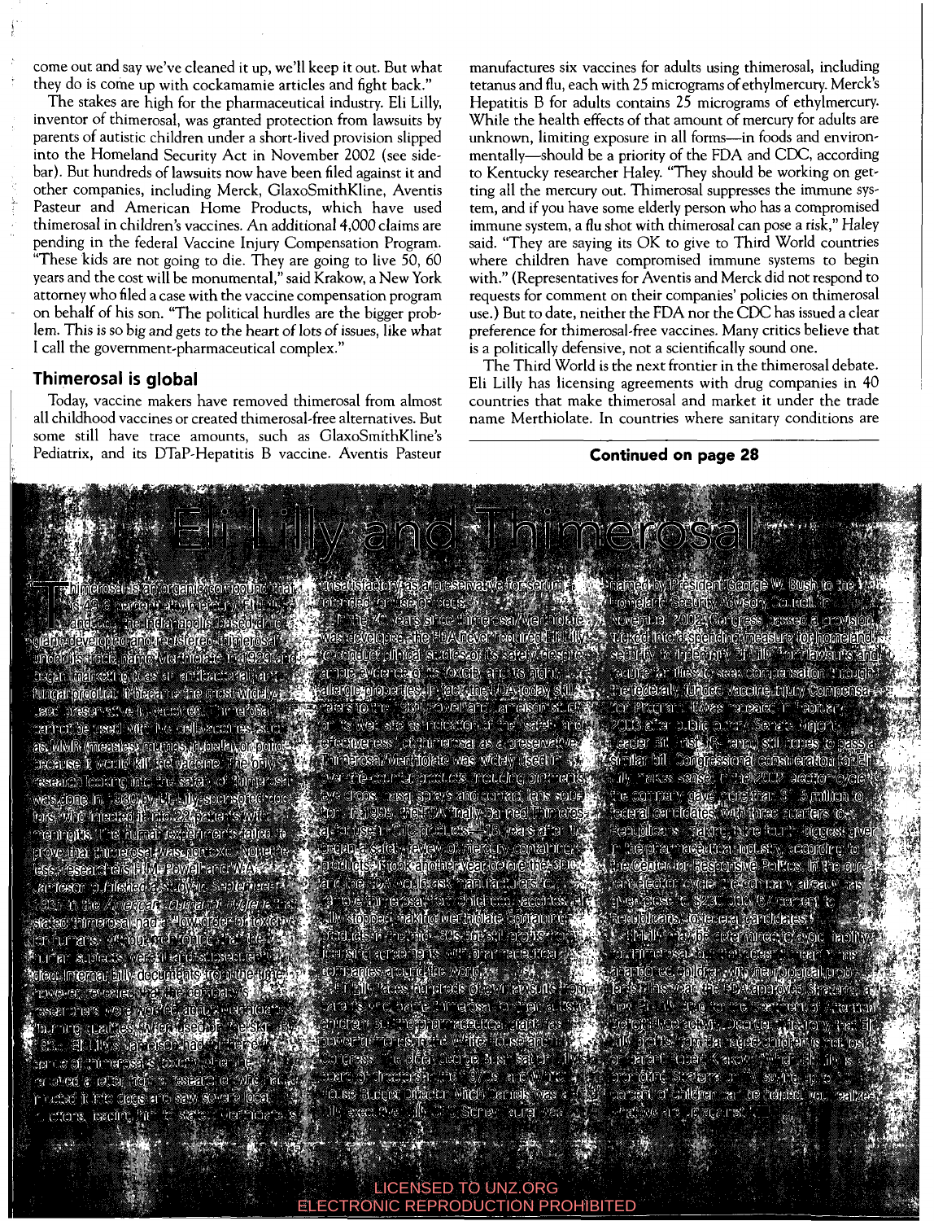come out and say we've cleaned it up, we'll keep it out. But what they do is come up with cockamamie articles and fight back."

The stakes are high for the pharmaceutical industry. Eli Lilly, inventor of thimerosal, was granted protection from lawsuits by parents of autistic children under a short-lived provision slipped into the Homeland Security Act in November 2002 (see sidebar). But hundreds of lawsuits now have been filed against it and other companies, including Merck, GlaxoSmithKline, Aventis Pasteur and American Home Products, which have used thimerosal in children's vaccines. An additional 4,000 claims are pending in the federal Vaccine Injury Compensation Program. "These kids are not going to die. They are going to live 50, 60 years and the cost will be monumental," said Krakow, a New York attorney who filed a case with the vaccine compensation program on behalf of his son. "The political hurdles are the bigger problem. This is so big and gets to the heart of lots of issues, like what I call the government-pharmaceutical complex."

## Thimerosal is global

Today, vaccine makers have removed thimerosal from almost all childhood vaccines or created thimerosal-free alternatives. But some still have trace amounts, such as GlaxoSmithKline's Pediatrix, and its DTaP-Hepatitis B vaccine. Aventis Pasteur manufactures six vaccines for adults using thimerosal, including tetanus and flu, each with 25 micrograms of ethylmercury. Merck's Hepatitis B for adults contains 25 micrograms of ethylmercury. While the health effects of that amount of mercury for adults are unknown, limiting exposure in all forms—in foods and environmentally—should be a priority of the FDA and CDC, according to Kentucky researcher Haley. "They should be working on getting all the mercury out. Thimerosal suppresses the immune system, and if you have some elderly person who has a compromised immune system, a flu shot with thimerosal can pose a risk," Haley said. "They are saying its OK to give to Third World countries where children have compromised immune systems to begin with." (Representatives for Aventis and Merck did not respond to requests for comment on their companies' policies on thimerosal use.) But to date, neither the FDA nor the CDC has issued a clear preference for thimerosal-free vaccines. Many critics believe that is a politically defensive, not a scientifically sound one.

The Third World is the next frontier in the thimerosal debate. Eli Lilly has licensing agreements with drug companies in 40 countries that make thimerosal and market it under the trade name Merthiolate. In countries where sanitary conditions are

**Continued on page 28**

## Eli Lilly and Thimerosal

Thimerosal is an organic compound that is 49.6 percent ethylmercury. Eli Lilly and Co., the Indianapolis-based drug giant, developed and registered thimerosal under its trade name Merthiolate in 1929 and began marketing it as an antibacterial and antifungal product. It became the most widely used preservative in vaccines. Thimerosal cannot be used with live-cell vaccines, such as MMR (measles, mumps, rubella) or polio, because it would kill the vaccine. The only research looking into the safety of thimerosal was done in 1930 by Eli Lilly-sponsored doctors who injected it into 22 patients with meningitis. The human experiment failed to prove that thimerosal was nontoxic. Nonetheless, researchers H.M. Powell and W.A. Jamieson published a study in September 1931 in the *American Journal of Hygiene* that stated thimerosal had a "low order of toxicity" for humans, without mention that the human subjects were ill and subsequently died. Internal Lilly documents from the time, however, revealed that the company's researchers were worried about Merthiolate's "burning qualities" when used on the skin. By 1935, Eli Lilly's Jamieson had further evidence of thimerosal's toxicity when he received a letter from a researcher who had injected it into dogs and saw severe local reactions, leading him to state Merthiolate is unsatisfactory as a preservative for serum intended for use on dogs.

In the 70 years since thimerosal/Merthiolate was developed, the FDA never required Eli Lilly to conduct clinical studies of its safety despite ample evidence of its toxicity and its high allergic properties. In fact, the FDA today still refers to the 1931 Powell and Jamieson study on its Web site as indication of the safety and effectiveness of thimerosal as a preservative. Thimerosal/Merthiolate was widely used in over-the-counter products, including ointments, eye drops, nasal sprays and contact lens solution. In 1998, the FDA finally banned thimerosal in OTC products—16 years after it began a safety review of mercury-containing products. It took another year before the CDC and the FDA would ask manufacturers to remove thimerosal from childhood vaccines. Eli Lilly stopped making Merthiolate-containing products in the mid-'80s, but still profits from licensing agreements with pharmaceutical companies around the world.

Eli Lilly faces hundreds of lawsuits from parents who blame thimerosal for their autistic children. But the pharmaceutical giant has powerful friends in the White House and in Congress. The elder George Bush sat on Lilly's board of directors in the 1970s, and White House Budget Director Mitch Daniels was a Lilly executive. Lilly CEO Sidney Taurel was named by President George W. Bush to the Homeland Security Advisory Council. In November 2002, Congress passed a provision, tucked into a spending measure for homeland security, to indemnify Eli Lilly from lawsuits and require families to seek compensation through the federally funded Vaccine Injury Compensation Program. It was repealed in February 2003 after public outcry. Senate Majority Leader Bill Frist (R-Tenn.) still hopes to pass a similar bill. Congressional consideration for Eli Lilly makes sense: In the 2000 election cycle the company gave more than $1.6 million to federal candidates, with three quarters to Republicans, making it the fourth-biggest giver in the pharmaceutical industry, according to the Center for Responsive Politics. In the current election cycle, the company already has given close to $230,000, 67 percent to Republicans, to federal candidates.

Eli Lilly may be determined to avoid liability for thimerosal, but it does not mean it has abandoned children with neurological problems. This year, the FDA approved Strattera, a new Eli Lilly drug for the treatment of Attention Deficit Hyperactivity Disorder. The irony that Eli Lilly profits from damaged children is not lost on parent Robert Krakow. "Eli Lilly is promoting Strattera and saying up to 10 percent of children can be helped. You realize what we are up against."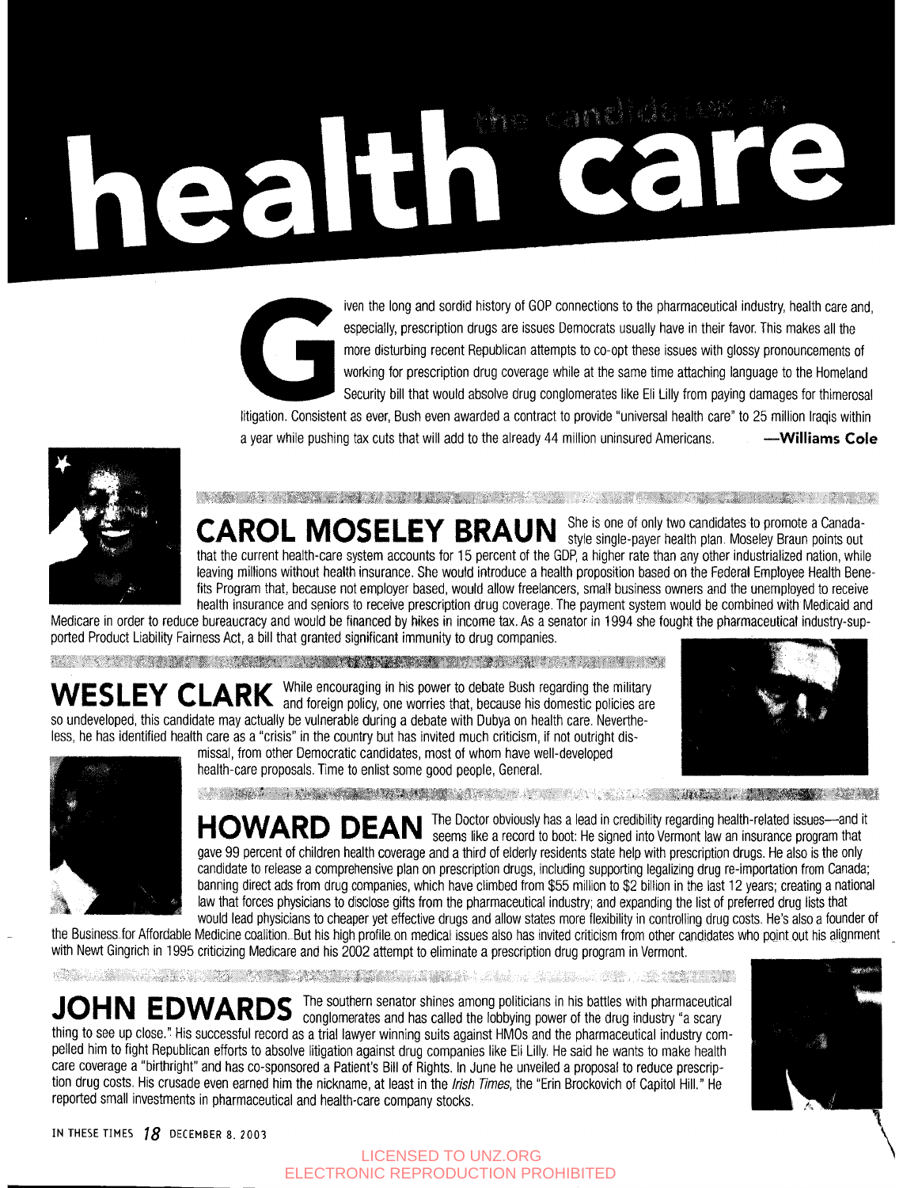# health care

the candidates on

Given the long and sordid history of GOP connections to the pharmaceutical industry, health care and, especially, prescription drugs are issues Democrats usually have in their favor. This makes all the more disturbing recent Republican attempts to co-opt these issues with glossy pronouncements of working for prescription drug coverage while at the same time attaching language to the Homeland Security bill that would absolve drug conglomerates like Eli Lilly from paying damages for thimerosal litigation. Consistent as ever, Bush even awarded a contract to provide "universal health care" to 25 million Iraqis within a year while pushing tax cuts that will add to the already 44 million uninsured Americans. **—Williams Cole**

## CAROL MOSELEY BRAUN

She is one of only two candidates to promote a Canada-style single-payer health plan. Moseley Braun points out that the current health-care system accounts for 15 percent of the GDP, a higher rate than any other industrialized nation, while leaving millions without health insurance. She would introduce a health proposition based on the Federal Employee Health Benefits Program that, because not employer based, would allow freelancers, small business owners and the unemployed to receive health insurance and seniors to receive prescription drug coverage. The payment system would be combined with Medicaid and Medicare in order to reduce bureaucracy and would be financed by hikes in income tax. As a senator in 1994 she fought the pharmaceutical industry-supported Product Liability Fairness Act, a bill that granted significant immunity to drug companies.

## WESLEY CLARK

While encouraging in his power to debate Bush regarding the military and foreign policy, one worries that, because his domestic policies are so undeveloped, this candidate may actually be vulnerable during a debate with Dubya on health care. Nevertheless, he has identified health care as a "crisis" in the country but has invited much criticism, if not outright dismissal, from other Democratic candidates, most of whom have well-developed health-care proposals. Time to enlist some good people, General.

## HOWARD DEAN

The Doctor obviously has a lead in credibility regarding health-related issues—and it seems like a record to boot: He signed into Vermont law an insurance program that gave 99 percent of children health coverage and a third of elderly residents state help with prescription drugs. He also is the only candidate to release a comprehensive plan on prescription drugs, including supporting legalizing drug re-importation from Canada; banning direct ads from drug companies, which have climbed from $55 million to $2 billion in the last 12 years; creating a national law that forces physicians to disclose gifts from the pharmaceutical industry; and expanding the list of preferred drug lists that would lead physicians to cheaper yet effective drugs and allow states more flexibility in controlling drug costs. He's also a founder of the Business for Affordable Medicine coalition. But his high profile on medical issues also has invited criticism from other candidates who point out his alignment with Newt Gingrich in 1995 criticizing Medicare and his 2002 attempt to eliminate a prescription drug program in Vermont.

## JOHN EDWARDS

The southern senator shines among politicians in his battles with pharmaceutical conglomerates and has called the lobbying power of the drug industry "a scary thing to see up close." His successful record as a trial lawyer winning suits against HMOs and the pharmaceutical industry compelled him to fight Republican efforts to absolve litigation against drug companies like Eli Lilly. He said he wants to make health care coverage a "birthright" and has co-sponsored a Patient's Bill of Rights. In June he unveiled a proposal to reduce prescription drug costs. His crusade even earned him the nickname, at least in the *Irish Times*, the "Erin Brockovich of Capitol Hill." He reported small investments in pharmaceutical and health-care company stocks.